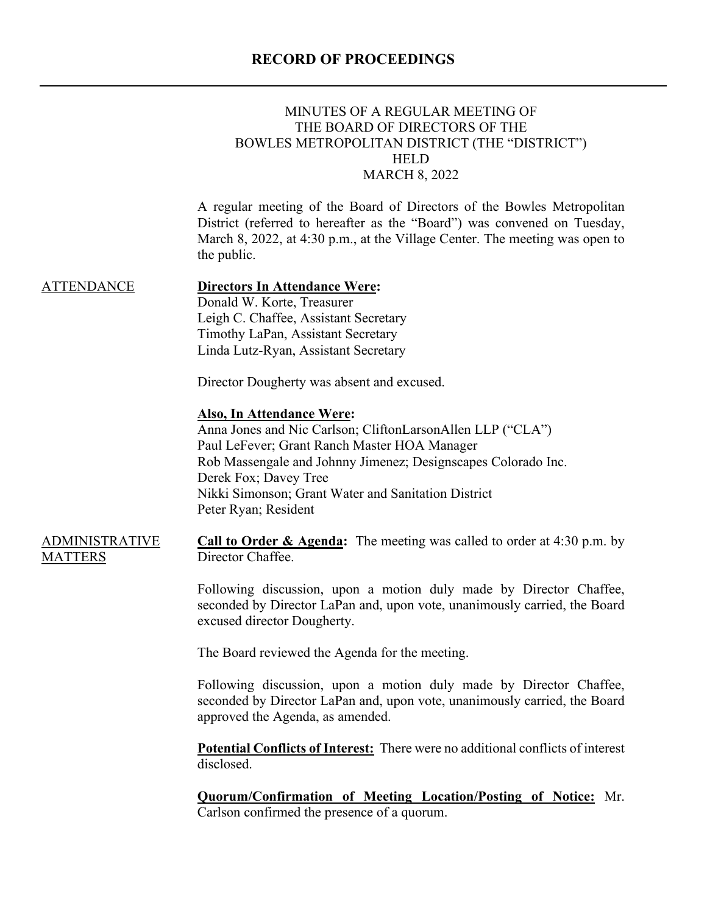# RECORD OF PROCEEDINGS

MINUTES OF A REGULAR MEETING OF
THE BOARD OF DIRECTORS OF THE
BOWLES METROPOLITAN DISTRICT (THE "DISTRICT")
HELD
MARCH 8, 2022

A regular meeting of the Board of Directors of the Bowles Metropolitan District (referred to hereafter as the "Board") was convened on Tuesday, March 8, 2022, at 4:30 p.m., at the Village Center. The meeting was open to the public.

## ATTENDANCE

**Directors In Attendance Were:**
Donald W. Korte, Treasurer
Leigh C. Chaffee, Assistant Secretary
Timothy LaPan, Assistant Secretary
Linda Lutz-Ryan, Assistant Secretary

Director Dougherty was absent and excused.

**Also, In Attendance Were:**
Anna Jones and Nic Carlson; CliftonLarsonAllen LLP ("CLA")
Paul LeFever; Grant Ranch Master HOA Manager
Rob Massengale and Johnny Jimenez; Designscapes Colorado Inc.
Derek Fox; Davey Tree
Nikki Simonson; Grant Water and Sanitation District
Peter Ryan; Resident

## ADMINISTRATIVE MATTERS

**Call to Order & Agenda:** The meeting was called to order at 4:30 p.m. by Director Chaffee.

Following discussion, upon a motion duly made by Director Chaffee, seconded by Director LaPan and, upon vote, unanimously carried, the Board excused director Dougherty.

The Board reviewed the Agenda for the meeting.

Following discussion, upon a motion duly made by Director Chaffee, seconded by Director LaPan and, upon vote, unanimously carried, the Board approved the Agenda, as amended.

**Potential Conflicts of Interest:** There were no additional conflicts of interest disclosed.

**Quorum/Confirmation of Meeting Location/Posting of Notice:** Mr. Carlson confirmed the presence of a quorum.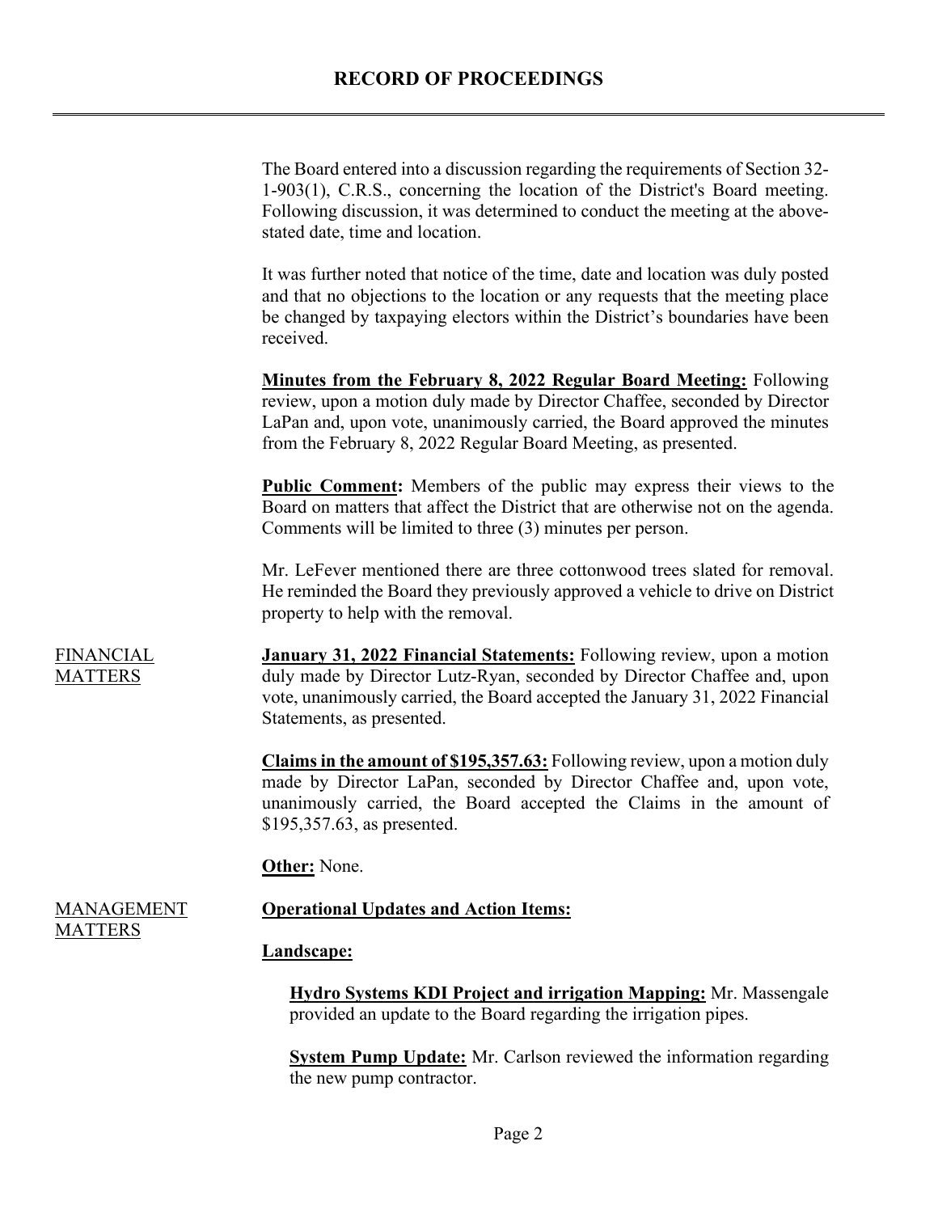The Board entered into a discussion regarding the requirements of Section 32-1-903(1), C.R.S., concerning the location of the District's Board meeting. Following discussion, it was determined to conduct the meeting at the above-stated date, time and location.

It was further noted that notice of the time, date and location was duly posted and that no objections to the location or any requests that the meeting place be changed by taxpaying electors within the District's boundaries have been received.

**Minutes from the February 8, 2022 Regular Board Meeting:** Following review, upon a motion duly made by Director Chaffee, seconded by Director LaPan and, upon vote, unanimously carried, the Board approved the minutes from the February 8, 2022 Regular Board Meeting, as presented.

**Public Comment:** Members of the public may express their views to the Board on matters that affect the District that are otherwise not on the agenda. Comments will be limited to three (3) minutes per person.

Mr. LeFever mentioned there are three cottonwood trees slated for removal. He reminded the Board they previously approved a vehicle to drive on District property to help with the removal.

FINANCIAL MATTERS

**January 31, 2022 Financial Statements:** Following review, upon a motion duly made by Director Lutz-Ryan, seconded by Director Chaffee and, upon vote, unanimously carried, the Board accepted the January 31, 2022 Financial Statements, as presented.

**Claims in the amount of $195,357.63:** Following review, upon a motion duly made by Director LaPan, seconded by Director Chaffee and, upon vote, unanimously carried, the Board accepted the Claims in the amount of $195,357.63, as presented.

**Other:** None.

MANAGEMENT MATTERS

**Operational Updates and Action Items:**

**Landscape:**

**Hydro Systems KDI Project and irrigation Mapping:** Mr. Massengale provided an update to the Board regarding the irrigation pipes.

**System Pump Update:** Mr. Carlson reviewed the information regarding the new pump contractor.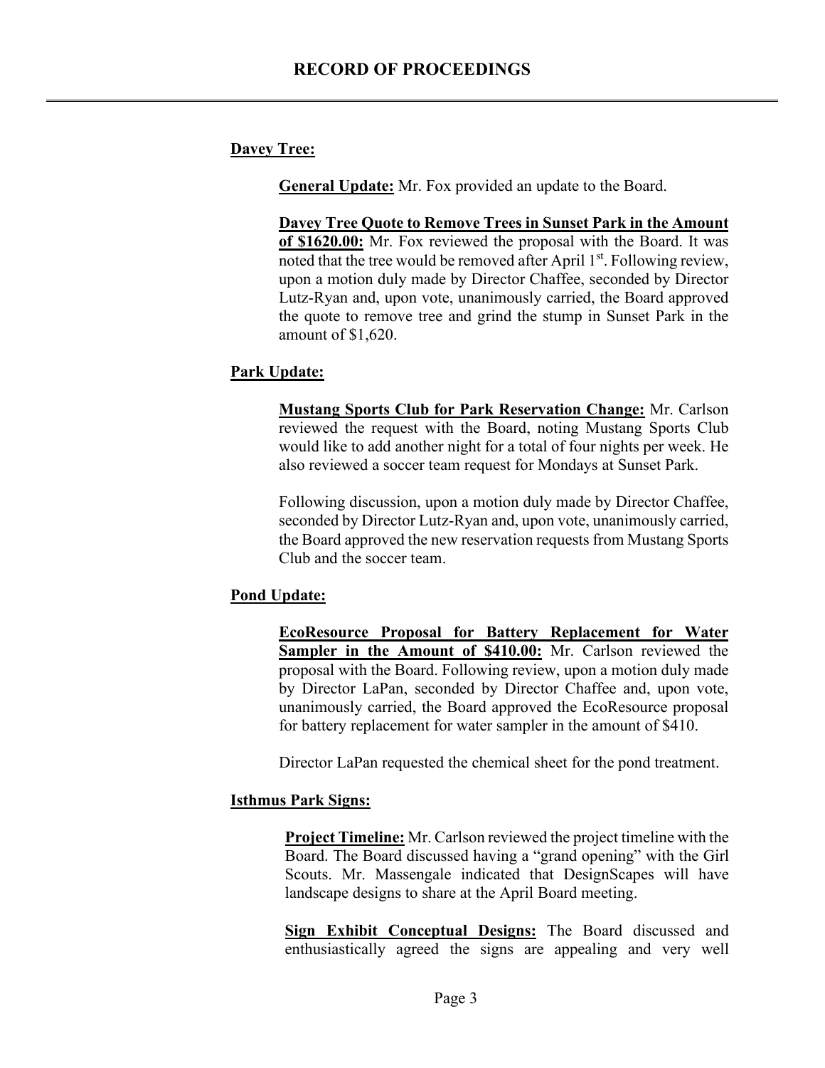**Davey Tree:**

**General Update:** Mr. Fox provided an update to the Board.

**Davey Tree Quote to Remove Trees in Sunset Park in the Amount of $1620.00:** Mr. Fox reviewed the proposal with the Board. It was noted that the tree would be removed after April 1st. Following review, upon a motion duly made by Director Chaffee, seconded by Director Lutz-Ryan and, upon vote, unanimously carried, the Board approved the quote to remove tree and grind the stump in Sunset Park in the amount of $1,620.

**Park Update:**

**Mustang Sports Club for Park Reservation Change:** Mr. Carlson reviewed the request with the Board, noting Mustang Sports Club would like to add another night for a total of four nights per week. He also reviewed a soccer team request for Mondays at Sunset Park.

Following discussion, upon a motion duly made by Director Chaffee, seconded by Director Lutz-Ryan and, upon vote, unanimously carried, the Board approved the new reservation requests from Mustang Sports Club and the soccer team.

**Pond Update:**

**EcoResource Proposal for Battery Replacement for Water Sampler in the Amount of $410.00:** Mr. Carlson reviewed the proposal with the Board. Following review, upon a motion duly made by Director LaPan, seconded by Director Chaffee and, upon vote, unanimously carried, the Board approved the EcoResource proposal for battery replacement for water sampler in the amount of $410.

Director LaPan requested the chemical sheet for the pond treatment.

**Isthmus Park Signs:**

**Project Timeline:** Mr. Carlson reviewed the project timeline with the Board. The Board discussed having a "grand opening" with the Girl Scouts. Mr. Massengale indicated that DesignScapes will have landscape designs to share at the April Board meeting.

**Sign Exhibit Conceptual Designs:** The Board discussed and enthusiastically agreed the signs are appealing and very well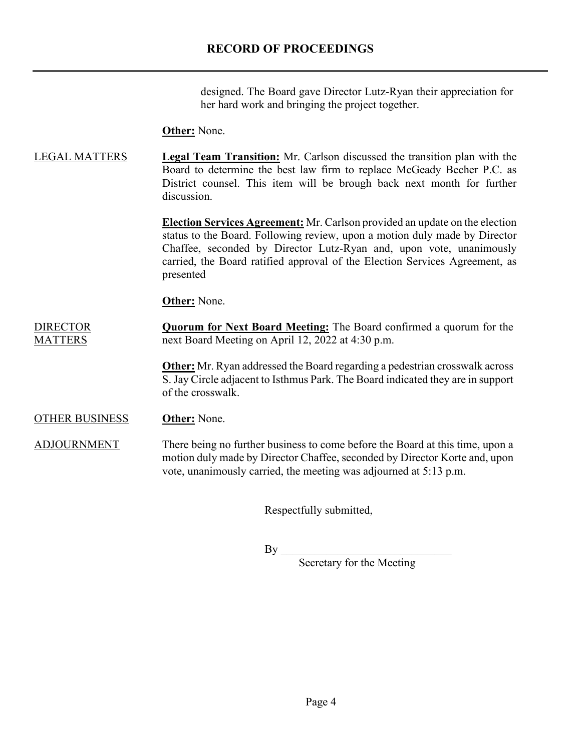designed. The Board gave Director Lutz-Ryan their appreciation for her hard work and bringing the project together.

**Other:** None.

LEGAL MATTERS

**Legal Team Transition:** Mr. Carlson discussed the transition plan with the Board to determine the best law firm to replace McGeady Becher P.C. as District counsel. This item will be brough back next month for further discussion.

**Election Services Agreement:** Mr. Carlson provided an update on the election status to the Board. Following review, upon a motion duly made by Director Chaffee, seconded by Director Lutz-Ryan and, upon vote, unanimously carried, the Board ratified approval of the Election Services Agreement, as presented

**Other:** None.

DIRECTOR MATTERS

**Quorum for Next Board Meeting:** The Board confirmed a quorum for the next Board Meeting on April 12, 2022 at 4:30 p.m.

**Other:** Mr. Ryan addressed the Board regarding a pedestrian crosswalk across S. Jay Circle adjacent to Isthmus Park. The Board indicated they are in support of the crosswalk.

OTHER BUSINESS

**Other:** None.

ADJOURNMENT

There being no further business to come before the Board at this time, upon a motion duly made by Director Chaffee, seconded by Director Korte and, upon vote, unanimously carried, the meeting was adjourned at 5:13 p.m.

Respectfully submitted,

By ______________________________
Secretary for the Meeting